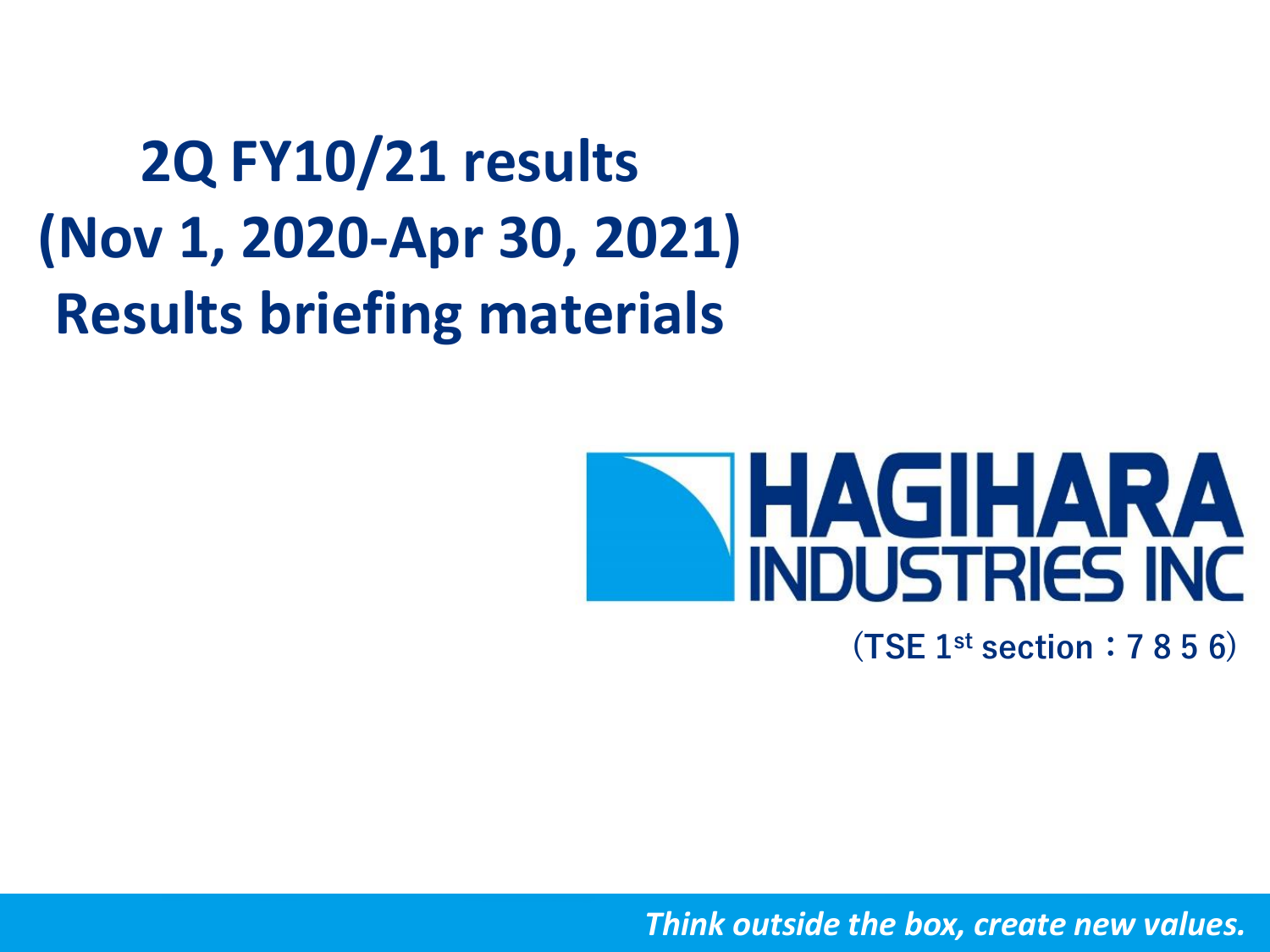# 2Q FY10/21 results
# (Nov 1, 2020-Apr 30, 2021)
# Results briefing materials

HAGIHARA INDUSTRIES INC

（TSE 1st section：7 8 5 6）

*Think outside the box, create new values.*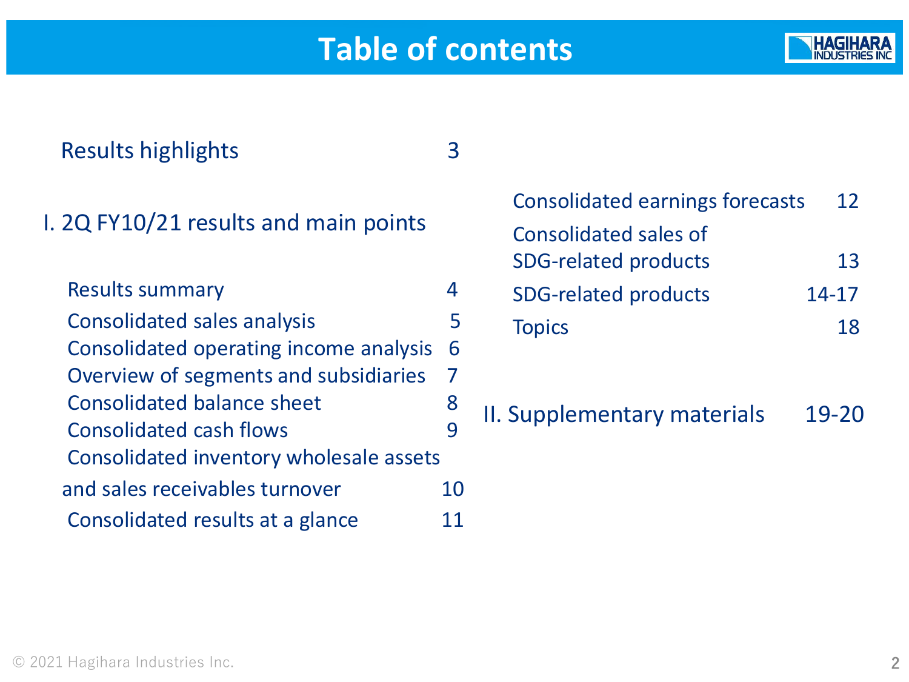# Table of contents

| | |
|---|---|
| Results highlights | 3 |
| **I. 2Q FY10/21 results and main points** | |
| Results summary | 4 |
| Consolidated sales analysis | 5 |
| Consolidated operating income analysis | 6 |
| Overview of segments and subsidiaries | 7 |
| Consolidated balance sheet | 8 |
| Consolidated cash flows | 9 |
| Consolidated inventory wholesale assets and sales receivables turnover | 10 |
| Consolidated results at a glance | 11 |
| Consolidated earnings forecasts | 12 |
| Consolidated sales of SDG-related products | 13 |
| SDG-related products | 14-17 |
| Topics | 18 |
| **II. Supplementary materials** | 19-20 |

© 2021 Hagihara Industries Inc.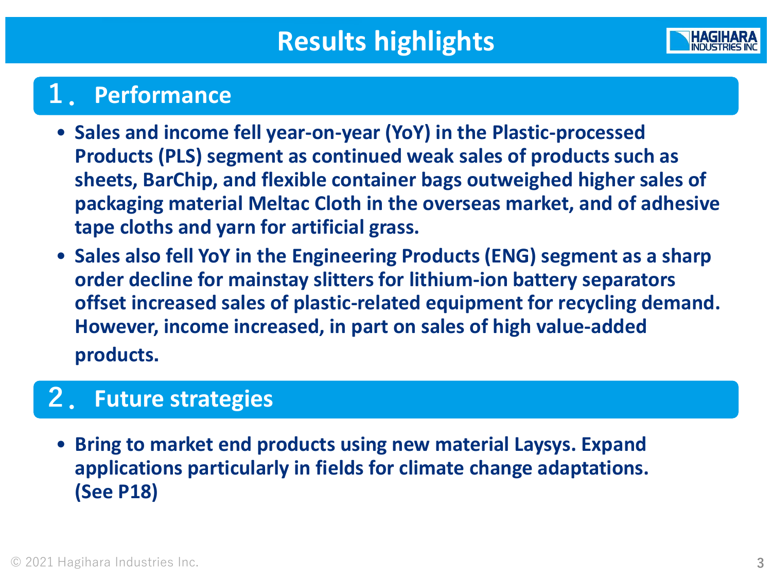# Results highlights

## 1. Performance

- Sales and income fell year-on-year (YoY) in the Plastic-processed Products (PLS) segment as continued weak sales of products such as sheets, BarChip, and flexible container bags outweighed higher sales of packaging material Meltac Cloth in the overseas market, and of adhesive tape cloths and yarn for artificial grass.
- Sales also fell YoY in the Engineering Products (ENG) segment as a sharp order decline for mainstay slitters for lithium-ion battery separators offset increased sales of plastic-related equipment for recycling demand. However, income increased, in part on sales of high value-added products.

## 2. Future strategies

- Bring to market end products using new material Laysys. Expand applications particularly in fields for climate change adaptations. (See P18)

© 2021 Hagihara Industries Inc.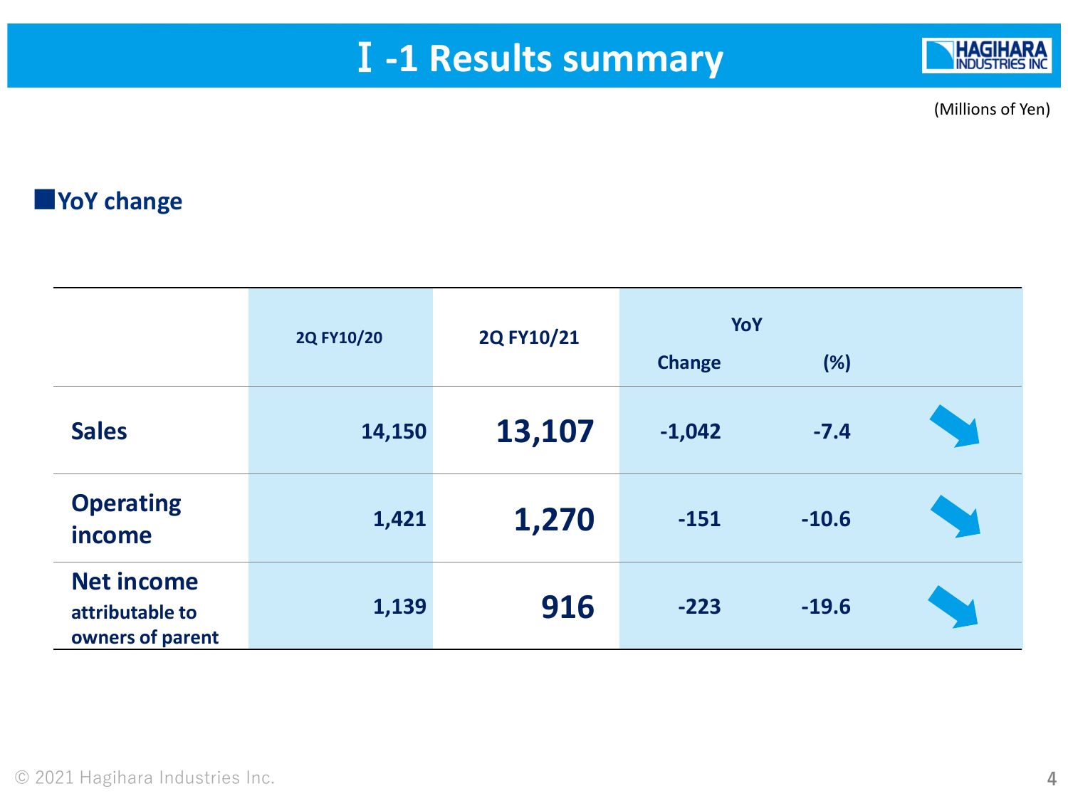# Ⅰ-1 Results summary

(Millions of Yen)

## YoY change

| | 2Q FY10/20 | 2Q FY10/21 | YoY | |
|---|---|---|---|---|
| | | | Change | (%) |
| Sales | 14,150 | **13,107** | -1,042 | -7.4 |
| Operating income | 1,421 | **1,270** | -151 | -10.6 |
| Net income attributable to owners of parent | 1,139 | **916** | -223 | -19.6 |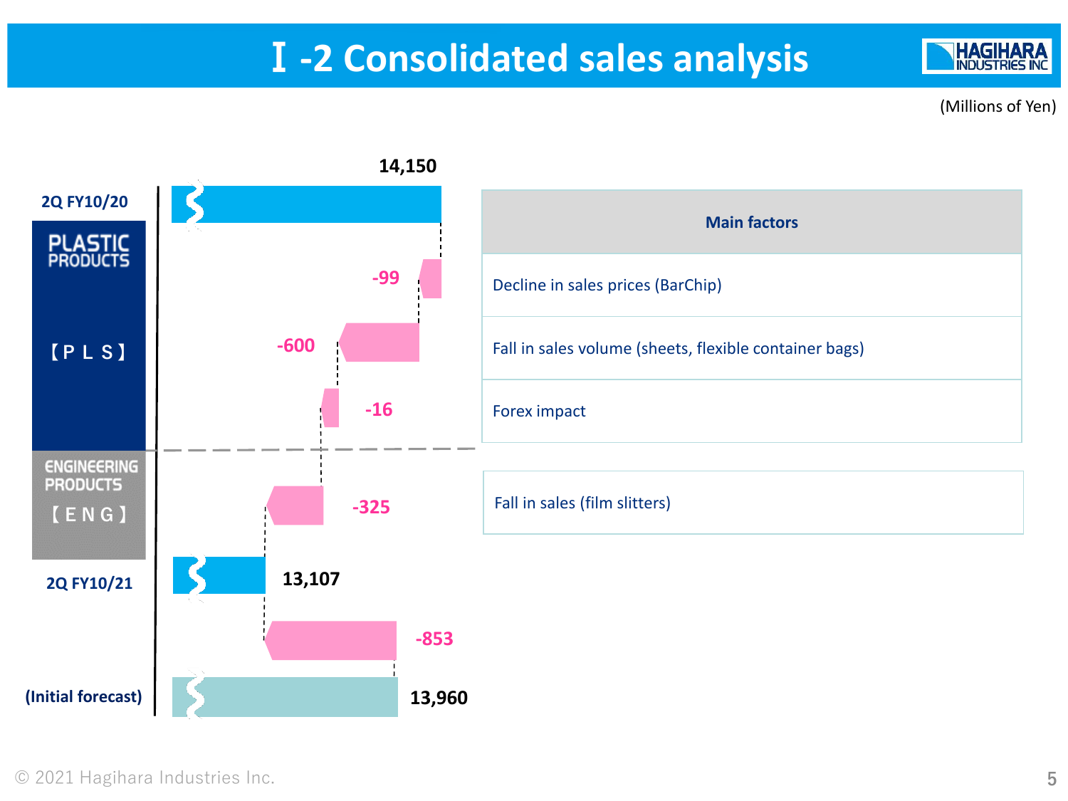# Ⅰ-2 Consolidated sales analysis

(Millions of Yen)

| | Item | Amount | Main factors |
|---|---|---|---|
| | 2Q FY10/20 | 14,150 | |
| PLASTIC PRODUCTS 【PLS】 | | -99 | Decline in sales prices (BarChip) |
| | | -600 | Fall in sales volume (sheets, flexible container bags) |
| | | -16 | Forex impact |
| ENGINEERING PRODUCTS 【ENG】 | | -325 | Fall in sales (film slitters) |
| | 2Q FY10/21 | 13,107 | |
| | | -853 | |
| | (Initial forecast) | 13,960 | |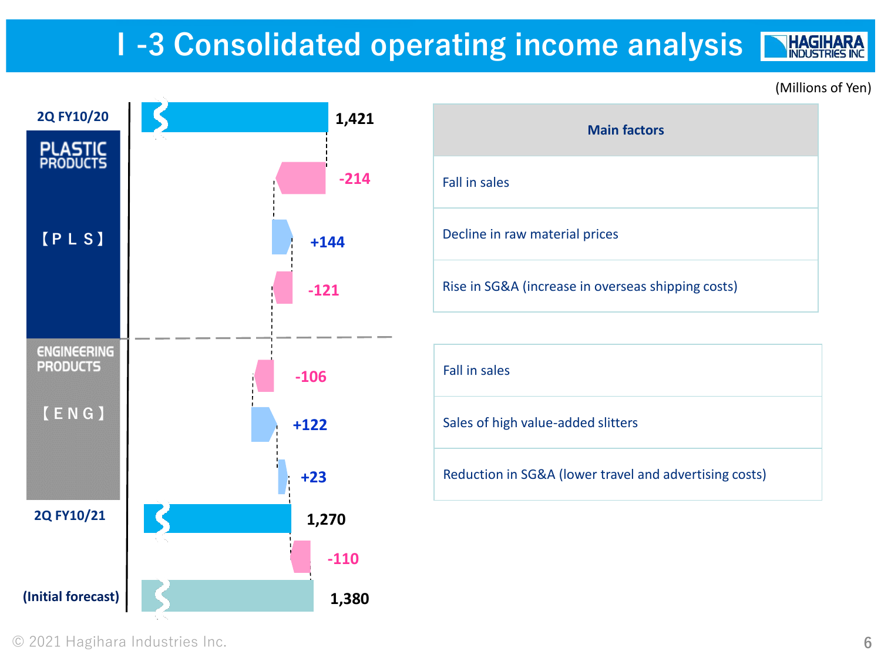# I -3 Consolidated operating income analysis

(Millions of Yen)

| Segment | Item | Amount | Main factors |
|---|---|---|---|
| | 2Q FY10/20 | 1,421 | |
| PLASTIC PRODUCTS 【PLS】 | | -214 | Fall in sales |
| | | +144 | Decline in raw material prices |
| | | -121 | Rise in SG&A (increase in overseas shipping costs) |
| ENGINEERING PRODUCTS 【ENG】 | | -106 | Fall in sales |
| | | +122 | Sales of high value-added slitters |
| | | +23 | Reduction in SG&A (lower travel and advertising costs) |
| | 2Q FY10/21 | 1,270 | |
| | | -110 | |
| | (Initial forecast) | 1,380 | |

© 2021 Hagihara Industries Inc.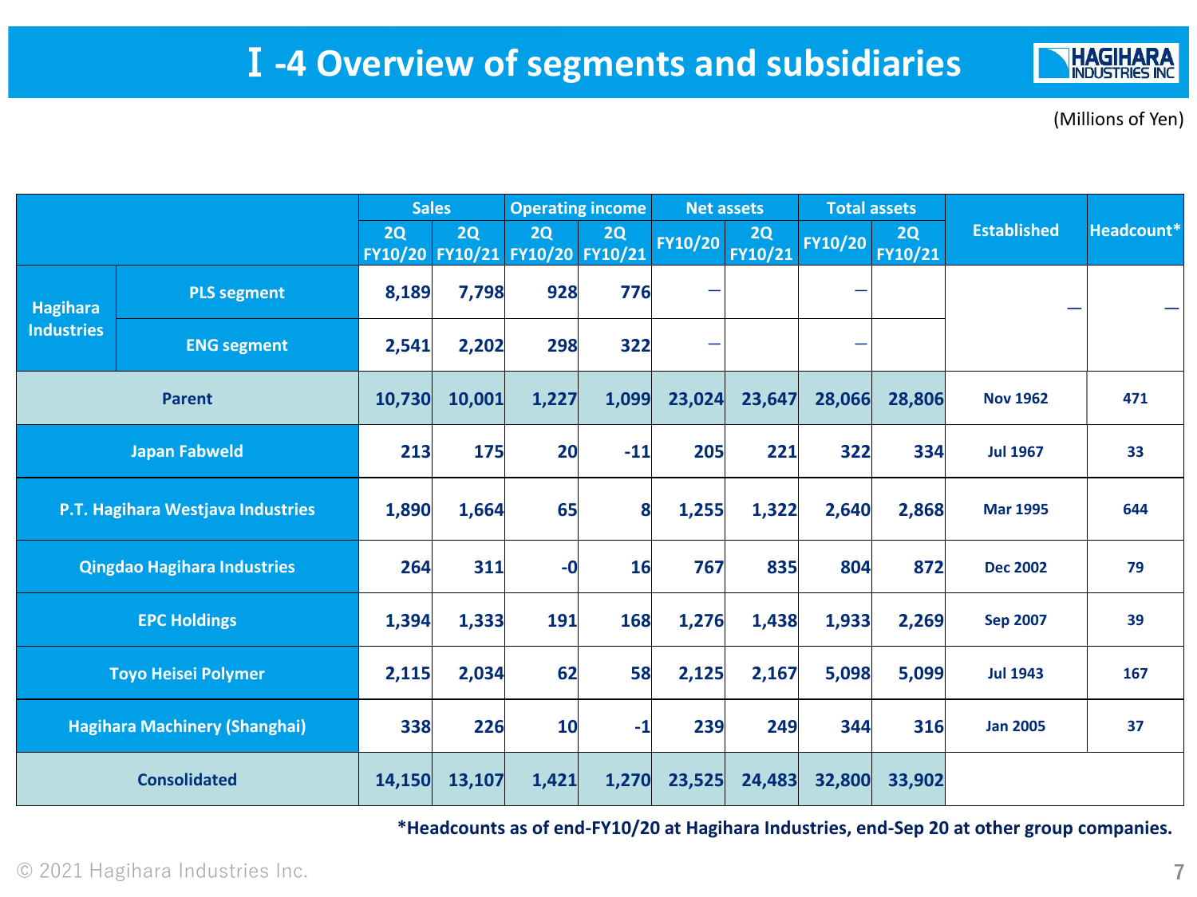# Ⅰ-4 Overview of segments and subsidiaries

(Millions of Yen)

| | | Sales | | Operating income | | Net assets | | Total assets | | Established | Headcount* |
|---|---|---|---|---|---|---|---|---|---|---|---|
| | | 2Q FY10/20 | 2Q FY10/21 | 2Q FY10/20 | 2Q FY10/21 | FY10/20 | 2Q FY10/21 | FY10/20 | 2Q FY10/21 | | |
| Hagihara Industries | PLS segment | 8,189 | 7,798 | 928 | 776 | — | | — | | — | — |
| | ENG segment | 2,541 | 2,202 | 298 | 322 | — | | — | | | |
| Parent | | 10,730 | 10,001 | 1,227 | 1,099 | 23,024 | 23,647 | 28,066 | 28,806 | Nov 1962 | 471 |
| Japan Fabweld | | 213 | 175 | 20 | -11 | 205 | 221 | 322 | 334 | Jul 1967 | 33 |
| P.T. Hagihara Westjava Industries | | 1,890 | 1,664 | 65 | 8 | 1,255 | 1,322 | 2,640 | 2,868 | Mar 1995 | 644 |
| Qingdao Hagihara Industries | | 264 | 311 | -0 | 16 | 767 | 835 | 804 | 872 | Dec 2002 | 79 |
| EPC Holdings | | 1,394 | 1,333 | 191 | 168 | 1,276 | 1,438 | 1,933 | 2,269 | Sep 2007 | 39 |
| Toyo Heisei Polymer | | 2,115 | 2,034 | 62 | 58 | 2,125 | 2,167 | 5,098 | 5,099 | Jul 1943 | 167 |
| Hagihara Machinery (Shanghai) | | 338 | 226 | 10 | -1 | 239 | 249 | 344 | 316 | Jan 2005 | 37 |
| Consolidated | | 14,150 | 13,107 | 1,421 | 1,270 | 23,525 | 24,483 | 32,800 | 33,902 | | |

*Headcounts as of end-FY10/20 at Hagihara Industries, end-Sep 20 at other group companies.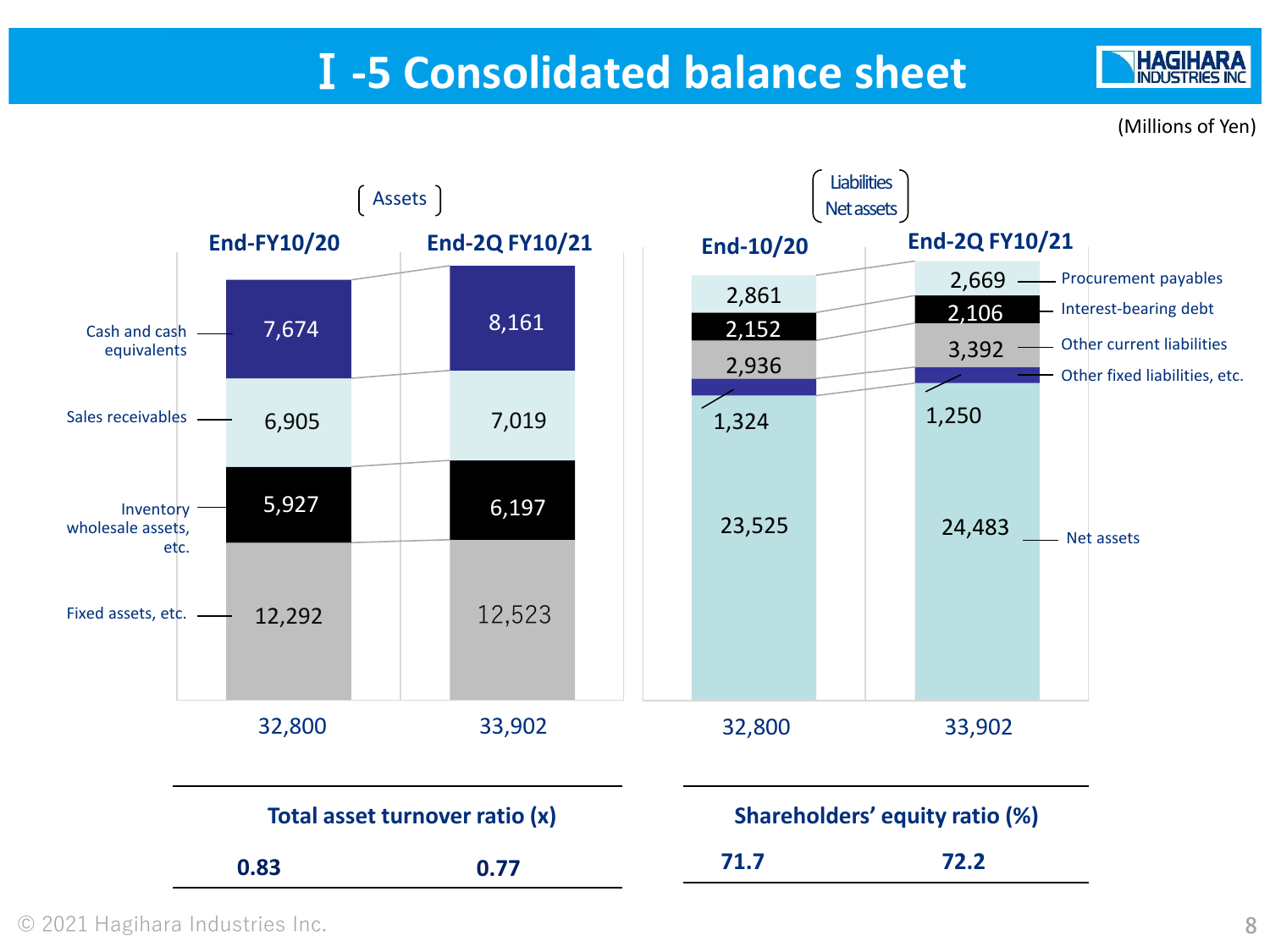# I -5 Consolidated balance sheet

(Millions of Yen)

**Assets**

| | End-FY10/20 | End-2Q FY10/21 |
|---|---|---|
| Cash and cash equivalents | 7,674 | 8,161 |
| Sales receivables | 6,905 | 7,019 |
| Inventory wholesale assets, etc. | 5,927 | 6,197 |
| Fixed assets, etc. | 12,292 | 12,523 |
| Total | 32,800 | 33,902 |

**Liabilities / Net assets**

| | End-10/20 | End-2Q FY10/21 |
|---|---|---|
| Procurement payables | 2,861 | 2,669 |
| Interest-bearing debt | 2,152 | 2,106 |
| Other current liabilities | 2,936 | 3,392 |
| Other fixed liabilities, etc. | 1,324 | 1,250 |
| Net assets | 23,525 | 24,483 |
| Total | 32,800 | 33,902 |

| Total asset turnover ratio (x) | |
|---|---|
| **0.83** | **0.77** |

| Shareholders' equity ratio (%) | |
|---|---|
| **71.7** | **72.2** |

© 2021 Hagihara Industries Inc.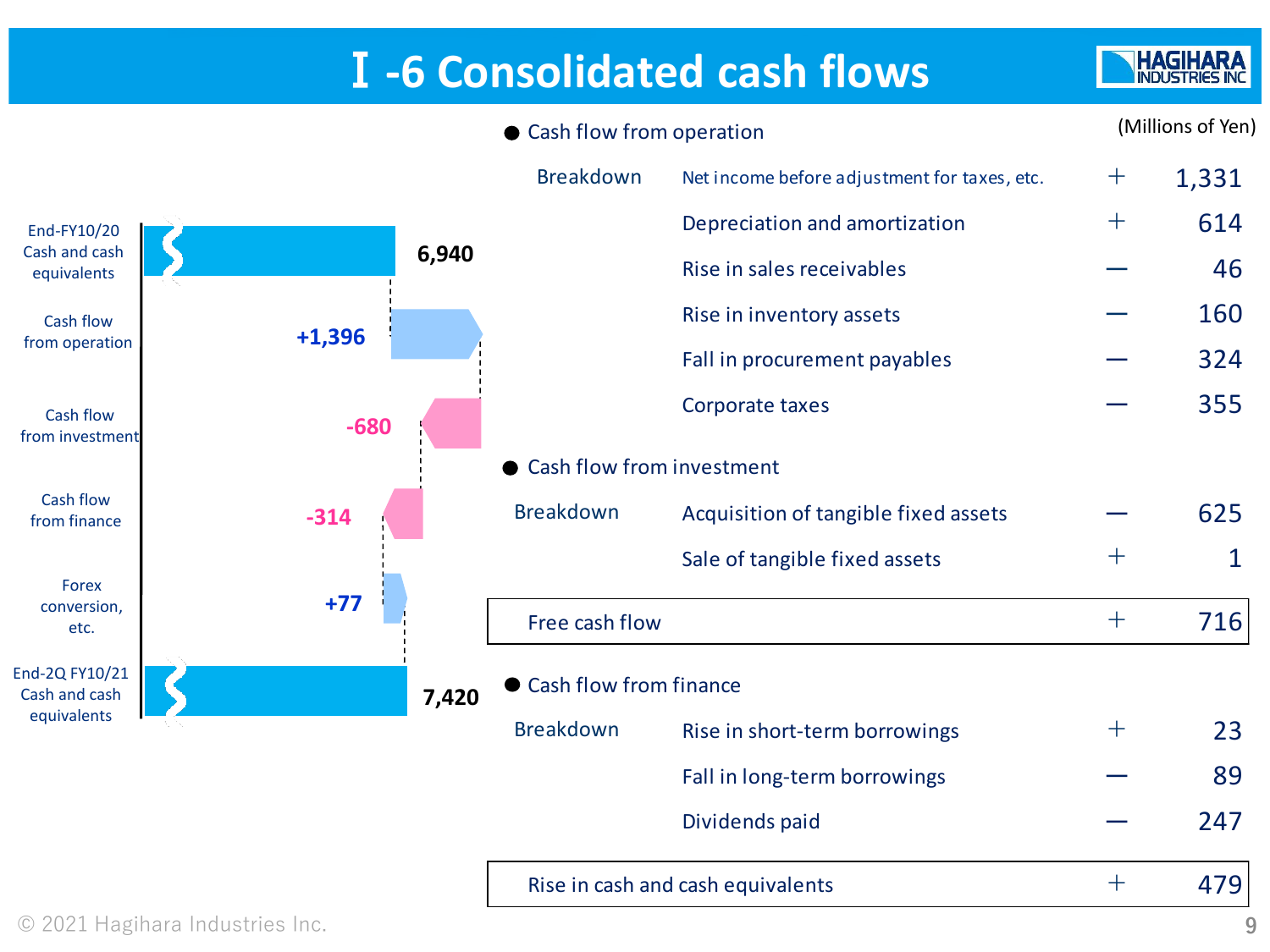# Ⅰ-6 Consolidated cash flows

HAGIHARA INDUSTRIES INC

| | |
|---|---|
| End-FY10/20 Cash and cash equivalents | 6,940 |
| Cash flow from operation | +1,396 |
| Cash flow from investment | -680 |
| Cash flow from finance | -314 |
| Forex conversion, etc. | +77 |
| End-2Q FY10/21 Cash and cash equivalents | 7,420 |

(Millions of Yen)

● Cash flow from operation

| Breakdown | | | |
|---|---|---|---|
| | Net income before adjustment for taxes, etc. | + | 1,331 |
| | Depreciation and amortization | + | 614 |
| | Rise in sales receivables | — | 46 |
| | Rise in inventory assets | — | 160 |
| | Fall in procurement payables | — | 324 |
| | Corporate taxes | — | 355 |

● Cash flow from investment

| Breakdown | | | |
|---|---|---|---|
| | Acquisition of tangible fixed assets | — | 625 |
| | Sale of tangible fixed assets | + | 1 |

| Free cash flow | + | 716 |
|---|---|---|

● Cash flow from finance

| Breakdown | | | |
|---|---|---|---|
| | Rise in short-term borrowings | + | 23 |
| | Fall in long-term borrowings | — | 89 |
| | Dividends paid | — | 247 |

| Rise in cash and cash equivalents | + | 479 |
|---|---|---|

© 2021 Hagihara Industries Inc.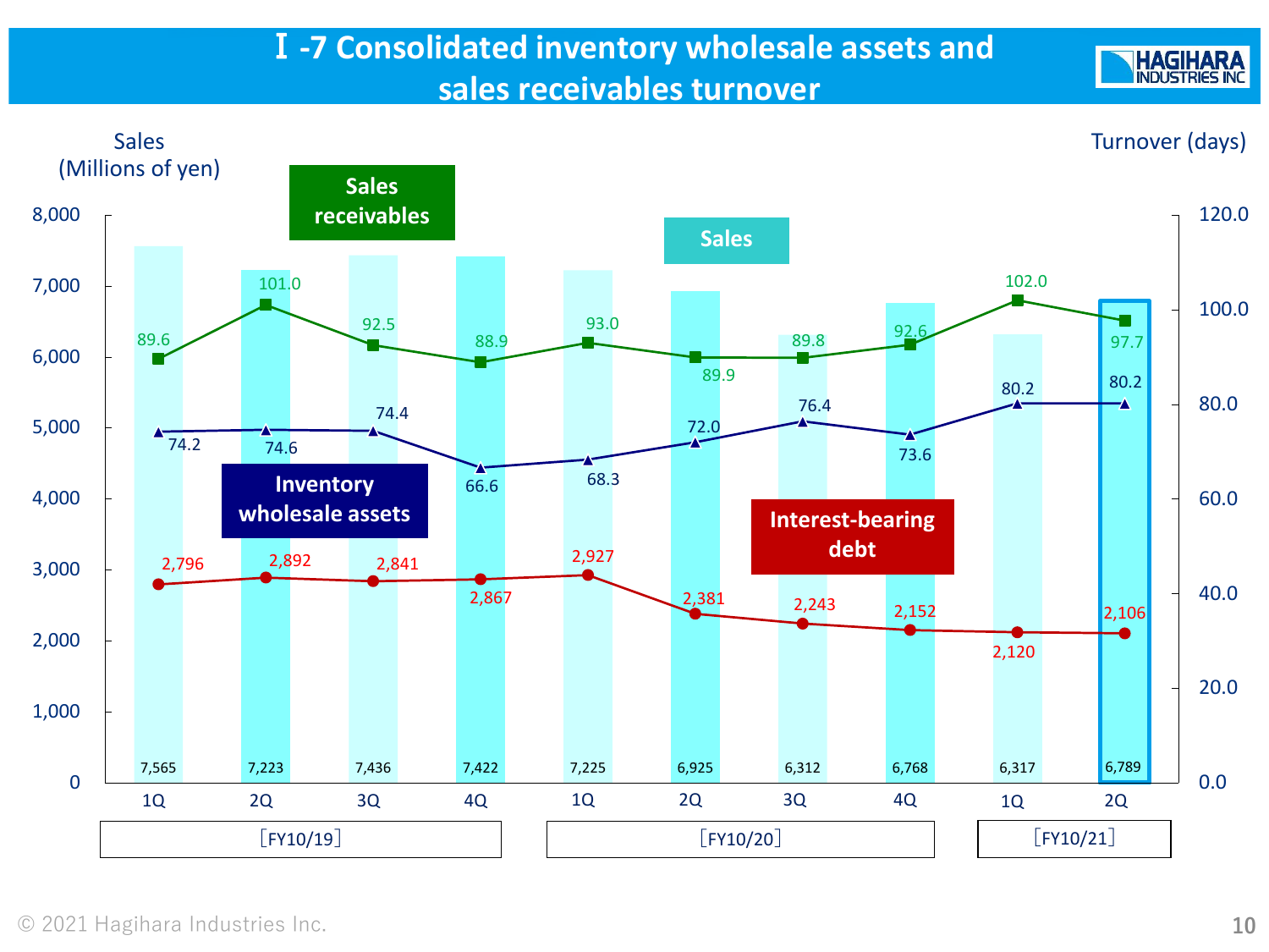# Ⅰ-7 Consolidated inventory wholesale assets and sales receivables turnover

Sales (Millions of yen) / Turnover (days)

| | FY10/19 1Q | FY10/19 2Q | FY10/19 3Q | FY10/19 4Q | FY10/20 1Q | FY10/20 2Q | FY10/20 3Q | FY10/20 4Q | FY10/21 1Q | FY10/21 2Q |
|---|---|---|---|---|---|---|---|---|---|---|
| Sales | 7,565 | 7,223 | 7,436 | 7,422 | 7,225 | 6,925 | 6,312 | 6,768 | 6,317 | 6,789 |
| Sales receivables (days) | 89.6 | 101.0 | 92.5 | 88.9 | 93.0 | 89.9 | 89.8 | 92.6 | 102.0 | 97.7 |
| Inventory wholesale assets (days) | 74.2 | 74.6 | 74.4 | 66.6 | 68.3 | 72.0 | 76.4 | 73.6 | 80.2 | 80.2 |
| Interest-bearing debt | 2,796 | 2,892 | 2,841 | 2,867 | 2,927 | 2,381 | 2,243 | 2,152 | 2,120 | 2,106 |

© 2021 Hagihara Industries Inc.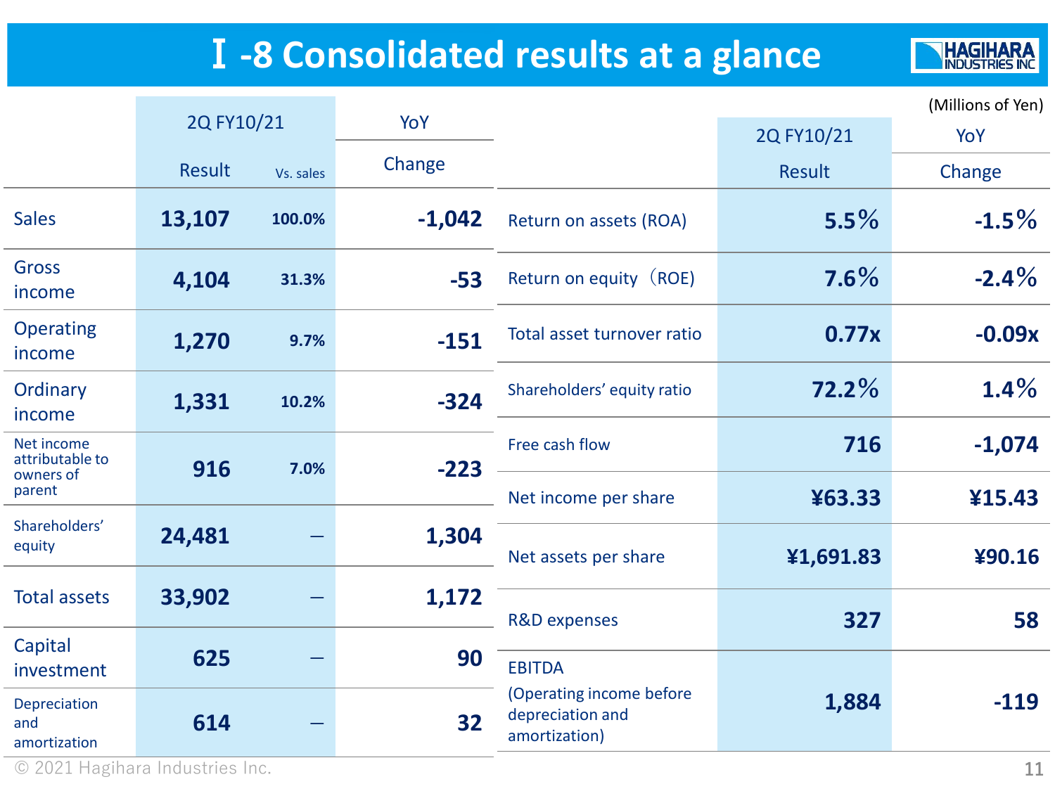# Ⅰ-8 Consolidated results at a glance

HAGIHARA INDUSTRIES INC

(Millions of Yen)

| | 2Q FY10/21 | | YoY |
|---|---|---|---|
| | Result | Vs. sales | Change |
| Sales | 13,107 | 100.0% | -1,042 |
| Gross income | 4,104 | 31.3% | -53 |
| Operating income | 1,270 | 9.7% | -151 |
| Ordinary income | 1,331 | 10.2% | -324 |
| Net income attributable to owners of parent | 916 | 7.0% | -223 |
| Shareholders' equity | 24,481 | – | 1,304 |
| Total assets | 33,902 | – | 1,172 |
| Capital investment | 625 | – | 90 |
| Depreciation and amortization | 614 | – | 32 |

| | 2Q FY10/21 | YoY |
|---|---|---|
| | Result | Change |
| Return on assets (ROA) | 5.5% | -1.5% |
| Return on equity（ROE) | 7.6% | -2.4% |
| Total asset turnover ratio | 0.77x | -0.09x |
| Shareholders' equity ratio | 72.2% | 1.4% |
| Free cash flow | 716 | -1,074 |
| Net income per share | ¥63.33 | ¥15.43 |
| Net assets per share | ¥1,691.83 | ¥90.16 |
| R&D expenses | 327 | 58 |
| EBITDA (Operating income before depreciation and amortization) | 1,884 | -119 |

© 2021 Hagihara Industries Inc.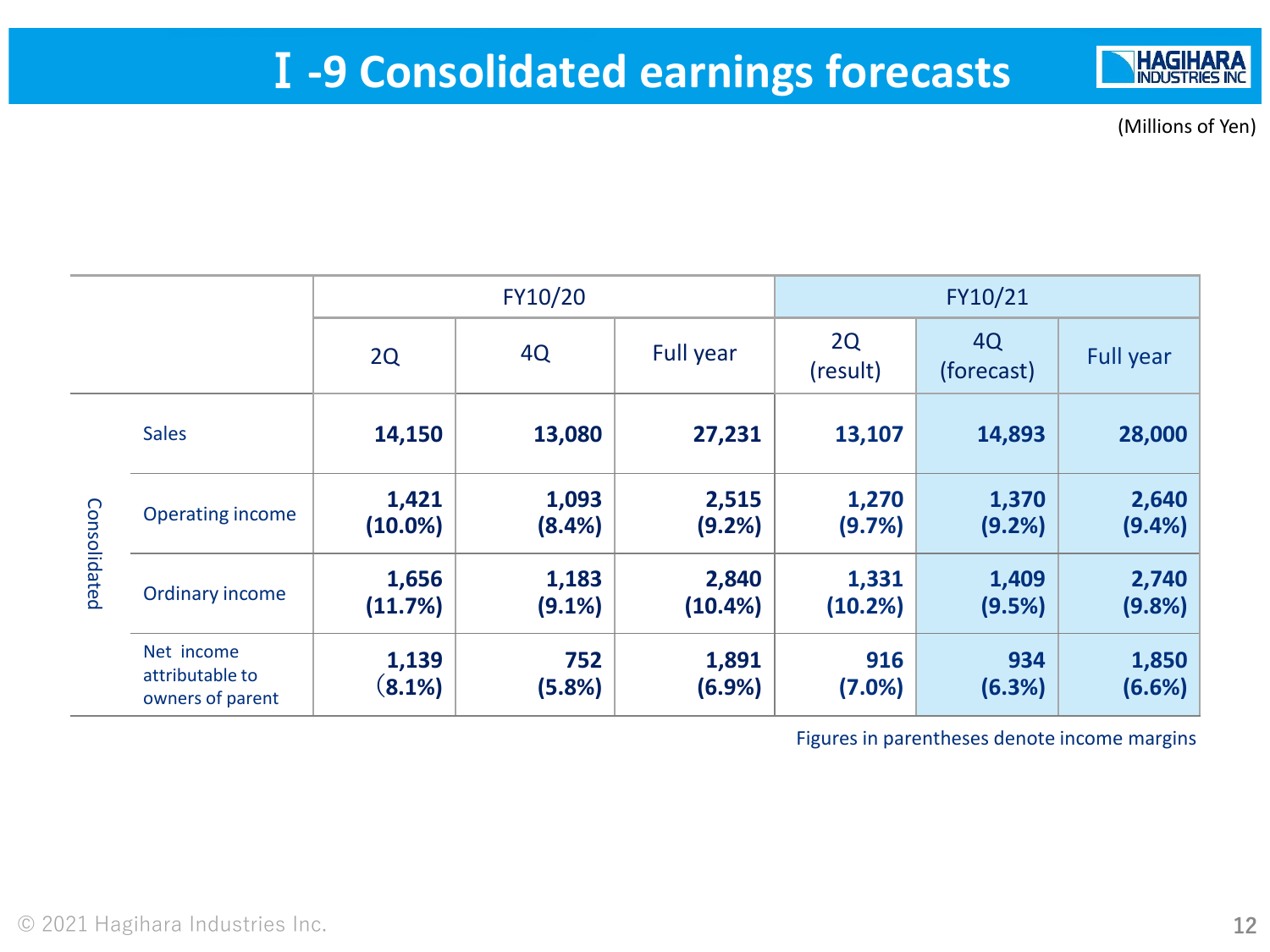# Ⅰ-9 Consolidated earnings forecasts

(Millions of Yen)

| | | FY10/20 | | | FY10/21 | | |
|---|---|---|---|---|---|---|---|
| | | 2Q | 4Q | Full year | 2Q (result) | 4Q (forecast) | Full year |
| Consolidated | Sales | **14,150** | **13,080** | **27,231** | **13,107** | **14,893** | **28,000** |
| | Operating income | **1,421 (10.0%)** | **1,093 (8.4%)** | **2,515 (9.2%)** | **1,270 (9.7%)** | **1,370 (9.2%)** | **2,640 (9.4%)** |
| | Ordinary income | **1,656 (11.7%)** | **1,183 (9.1%)** | **2,840 (10.4%)** | **1,331 (10.2%)** | **1,409 (9.5%)** | **2,740 (9.8%)** |
| | Net income attributable to owners of parent | **1,139 (8.1%)** | **752 (5.8%)** | **1,891 (6.9%)** | **916 (7.0%)** | **934 (6.3%)** | **1,850 (6.6%)** |

Figures in parentheses denote income margins

© 2021 Hagihara Industries Inc.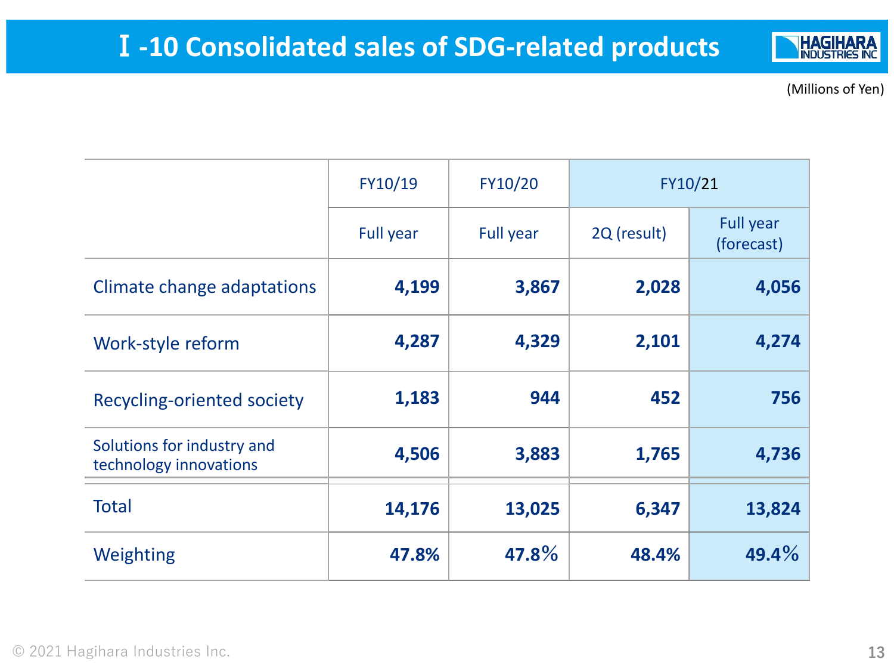# Ⅰ-10 Consolidated sales of SDG-related products

(Millions of Yen)

| | FY10/19 | FY10/20 | FY10/21 | |
|---|---|---|---|---|
| | Full year | Full year | 2Q (result) | Full year (forecast) |
| Climate change adaptations | **4,199** | **3,867** | **2,028** | **4,056** |
| Work-style reform | **4,287** | **4,329** | **2,101** | **4,274** |
| Recycling-oriented society | **1,183** | **944** | **452** | **756** |
| Solutions for industry and technology innovations | **4,506** | **3,883** | **1,765** | **4,736** |
| Total | **14,176** | **13,025** | **6,347** | **13,824** |
| Weighting | **47.8%** | **47.8%** | **48.4%** | **49.4%** |

© 2021 Hagihara Industries Inc.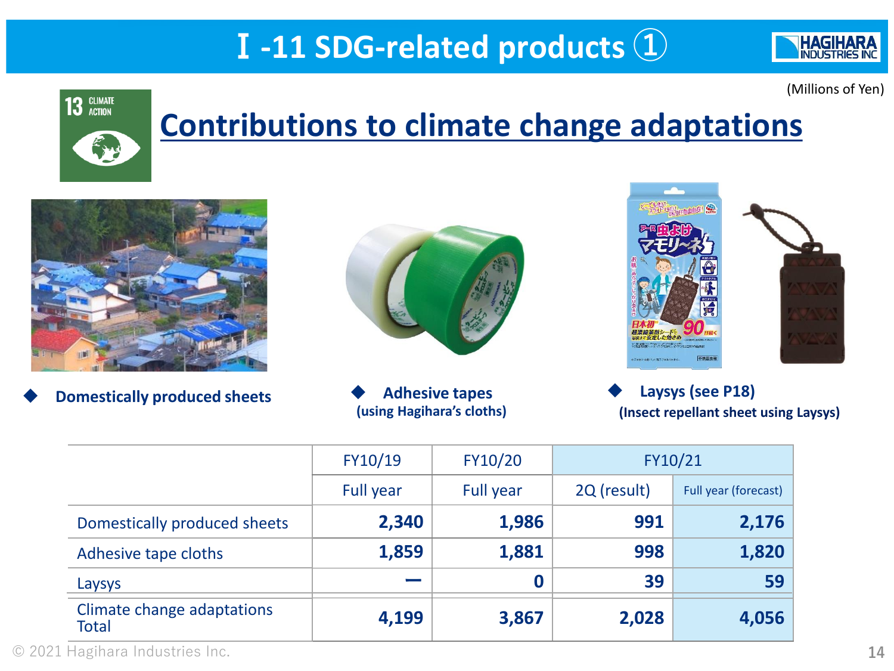# Ⅰ-11 SDG-related products ①

(Millions of Yen)

## Contributions to climate change adaptations

- **Domestically produced sheets**
- **Adhesive tapes (using Hagihara's cloths)**
- **Laysys (see P18) (Insect repellant sheet using Laysys)**

| | FY10/19 | FY10/20 | FY10/21 | |
|---|---|---|---|---|
| | Full year | Full year | 2Q (result) | Full year (forecast) |
| Domestically produced sheets | **2,340** | **1,986** | **991** | **2,176** |
| Adhesive tape cloths | **1,859** | **1,881** | **998** | **1,820** |
| Laysys | **—** | **0** | **39** | **59** |
| Climate change adaptations Total | **4,199** | **3,867** | **2,028** | **4,056** |

© 2021 Hagihara Industries Inc.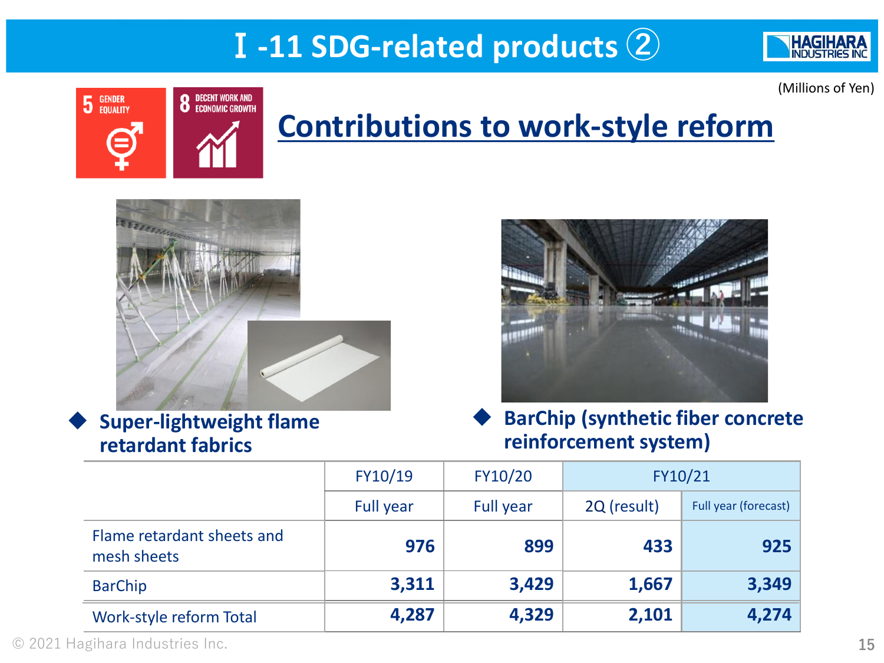# Ⅰ-11 SDG-related products ②

(Millions of Yen)

## Contributions to work-style reform

◆ **Super-lightweight flame retardant fabrics**

◆ **BarChip (synthetic fiber concrete reinforcement system)**

| | FY10/19 | FY10/20 | FY10/21 | |
|---|---|---|---|---|
| | Full year | Full year | 2Q (result) | Full year (forecast) |
| Flame retardant sheets and mesh sheets | 976 | 899 | 433 | 925 |
| BarChip | 3,311 | 3,429 | 1,667 | 3,349 |
| Work-style reform Total | 4,287 | 4,329 | 2,101 | 4,274 |

© 2021 Hagihara Industries Inc.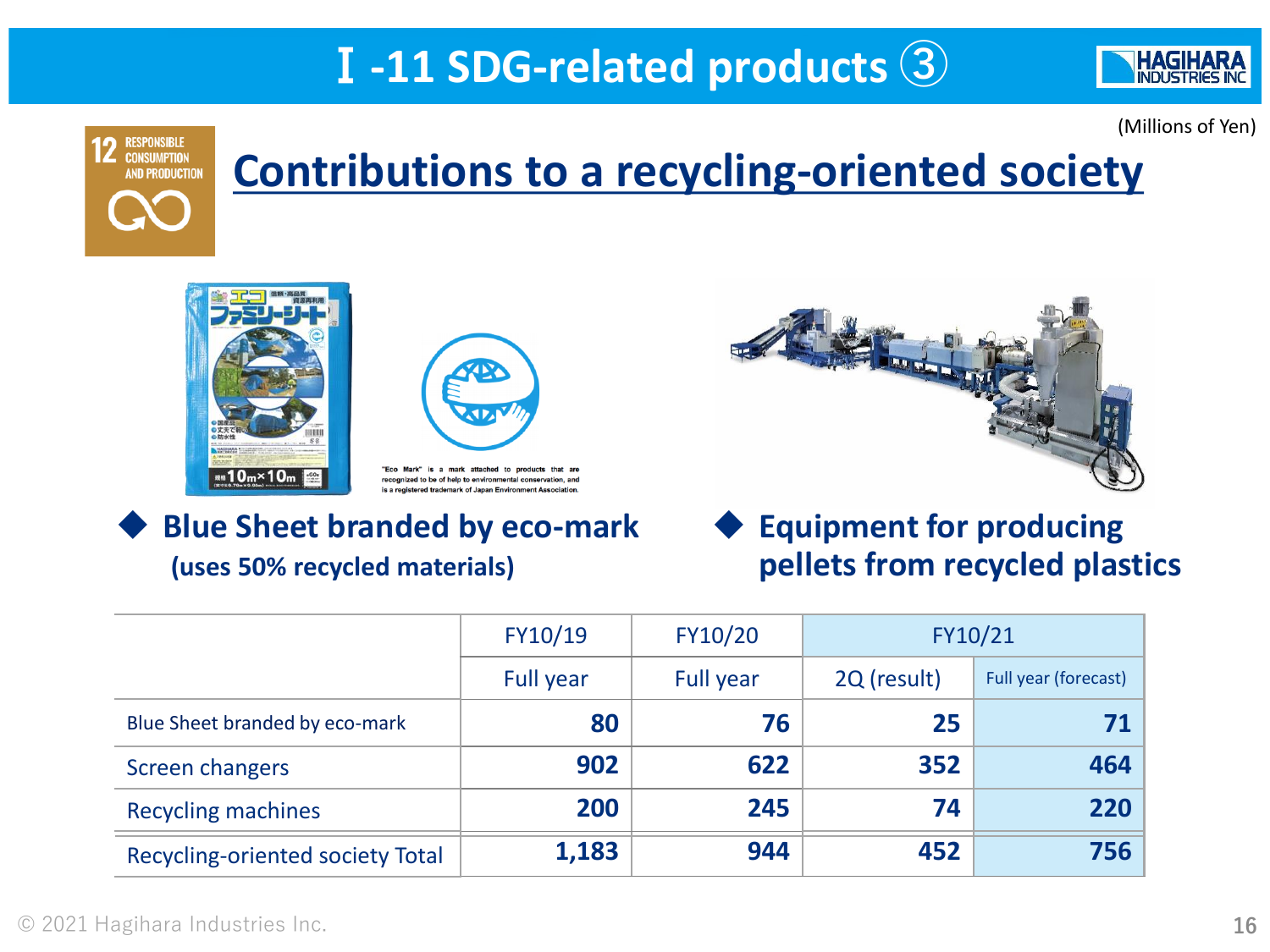# Ⅰ-11 SDG-related products ③

12 RESPONSIBLE CONSUMPTION AND PRODUCTION

(Millions of Yen)

## Contributions to a recycling-oriented society

"Eco Mark" is a mark attached to products that are recognized to be of help to environmental conservation, and is a registered trademark of Japan Environment Association.

- **Blue Sheet branded by eco-mark (uses 50% recycled materials)**
- **Equipment for producing pellets from recycled plastics**

| | FY10/19 | FY10/20 | FY10/21 | |
|---|---|---|---|---|
| | Full year | Full year | 2Q (result) | Full year (forecast) |
| Blue Sheet branded by eco-mark | **80** | **76** | **25** | **71** |
| Screen changers | **902** | **622** | **352** | **464** |
| Recycling machines | **200** | **245** | **74** | **220** |
| Recycling-oriented society Total | **1,183** | **944** | **452** | **756** |

© 2021 Hagihara Industries Inc.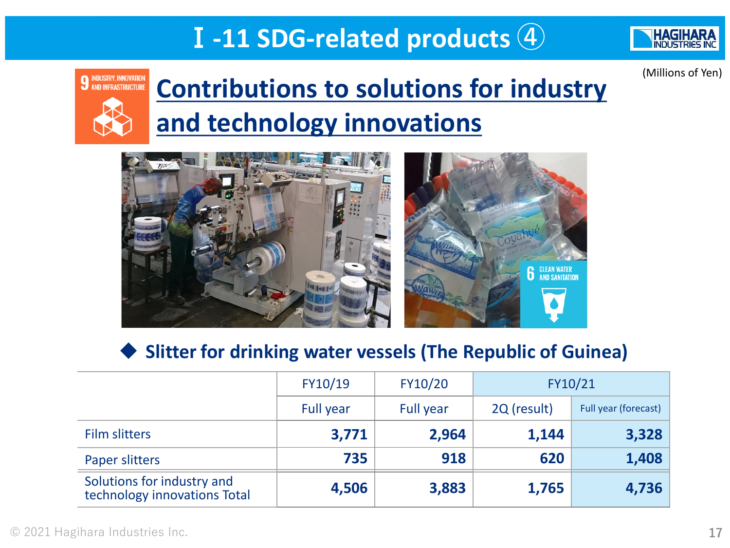# Ⅰ-11 SDG-related products ④

(Millions of Yen)

## Contributions to solutions for industry and technology innovations

◆ **Slitter for drinking water vessels (The Republic of Guinea)**

| | FY10/19 | FY10/20 | FY10/21 | |
|---|---|---|---|---|
| | Full year | Full year | 2Q (result) | Full year (forecast) |
| Film slitters | **3,771** | **2,964** | **1,144** | **3,328** |
| Paper slitters | **735** | **918** | **620** | **1,408** |
| Solutions for industry and technology innovations Total | **4,506** | **3,883** | **1,765** | **4,736** |

© 2021 Hagihara Industries Inc.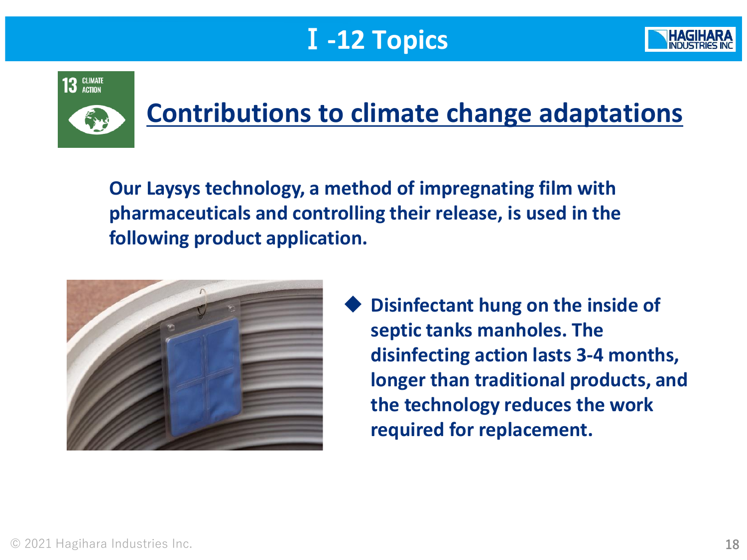# Ⅰ-12 Topics

## Contributions to climate change adaptations

**Our Laysys technology, a method of impregnating film with pharmaceuticals and controlling their release, is used in the following product application.**

- **Disinfectant hung on the inside of septic tanks manholes. The disinfecting action lasts 3-4 months, longer than traditional products, and the technology reduces the work required for replacement.**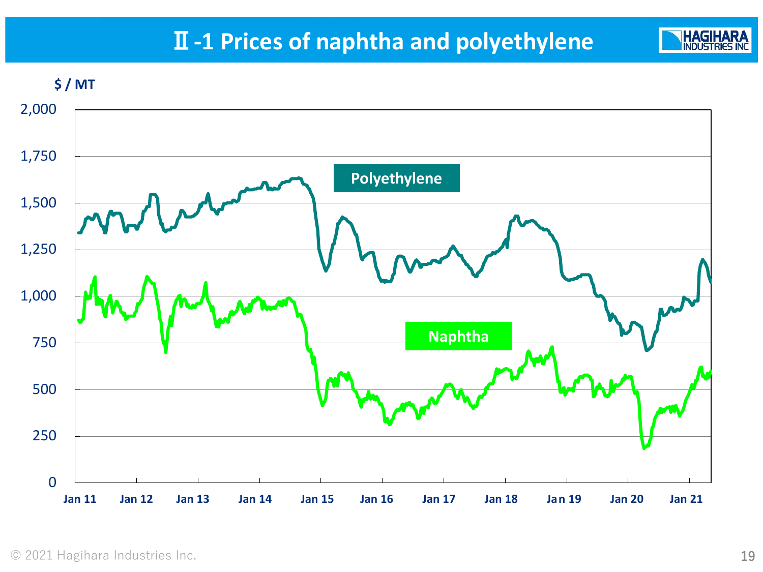# Ⅱ-1 Prices of naphtha and polyethylene

$ / MT

| | |
|---|---|
| Y-axis | 0, 250, 500, 750, 1,000, 1,250, 1,500, 1,750, 2,000 |
| X-axis | Jan 11, Jan 12, Jan 13, Jan 14, Jan 15, Jan 16, Jan 17, Jan 18, Jan 19, Jan 20, Jan 21 |
| Series | Polyethylene, Naphtha |

© 2021 Hagihara Industries Inc.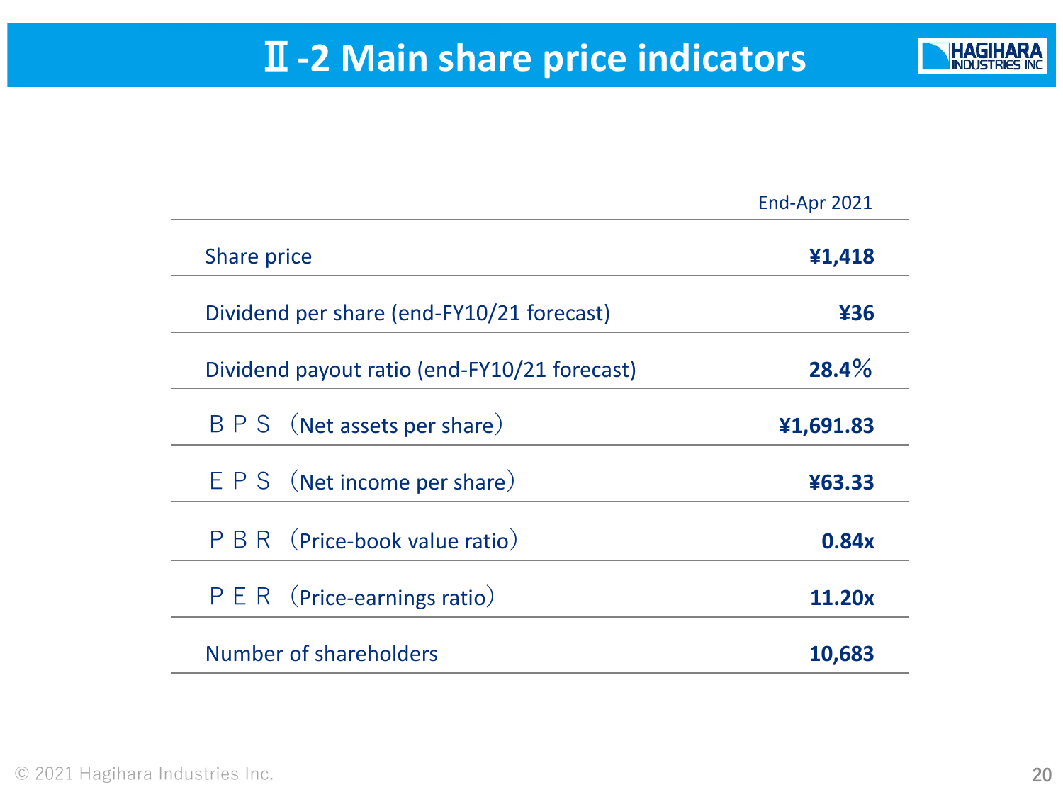# Ⅱ-2 Main share price indicators

| | End-Apr 2021 |
|---|---|
| Share price | **¥1,418** |
| Dividend per share (end-FY10/21 forecast) | **¥36** |
| Dividend payout ratio (end-FY10/21 forecast) | **28.4％** |
| ＢＰＳ（Net assets per share） | **¥1,691.83** |
| ＥＰＳ（Net income per share） | **¥63.33** |
| ＰＢＲ（Price-book value ratio） | **0.84x** |
| ＰＥＲ（Price-earnings ratio） | **11.20x** |
| Number of shareholders | **10,683** |

© 2021 Hagihara Industries Inc.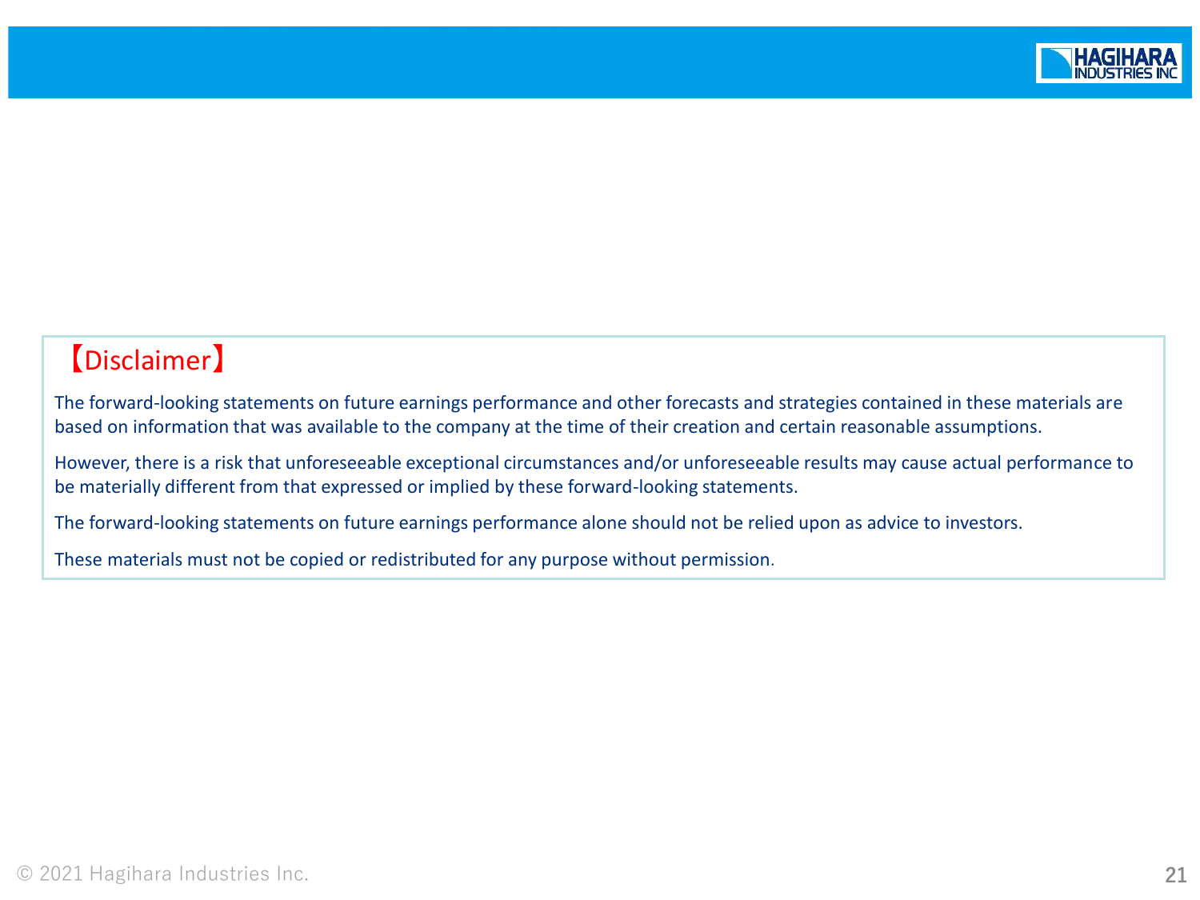## 【Disclaimer】

The forward-looking statements on future earnings performance and other forecasts and strategies contained in these materials are based on information that was available to the company at the time of their creation and certain reasonable assumptions.

However, there is a risk that unforeseeable exceptional circumstances and/or unforeseeable results may cause actual performance to be materially different from that expressed or implied by these forward-looking statements.

The forward-looking statements on future earnings performance alone should not be relied upon as advice to investors.

These materials must not be copied or redistributed for any purpose without permission.